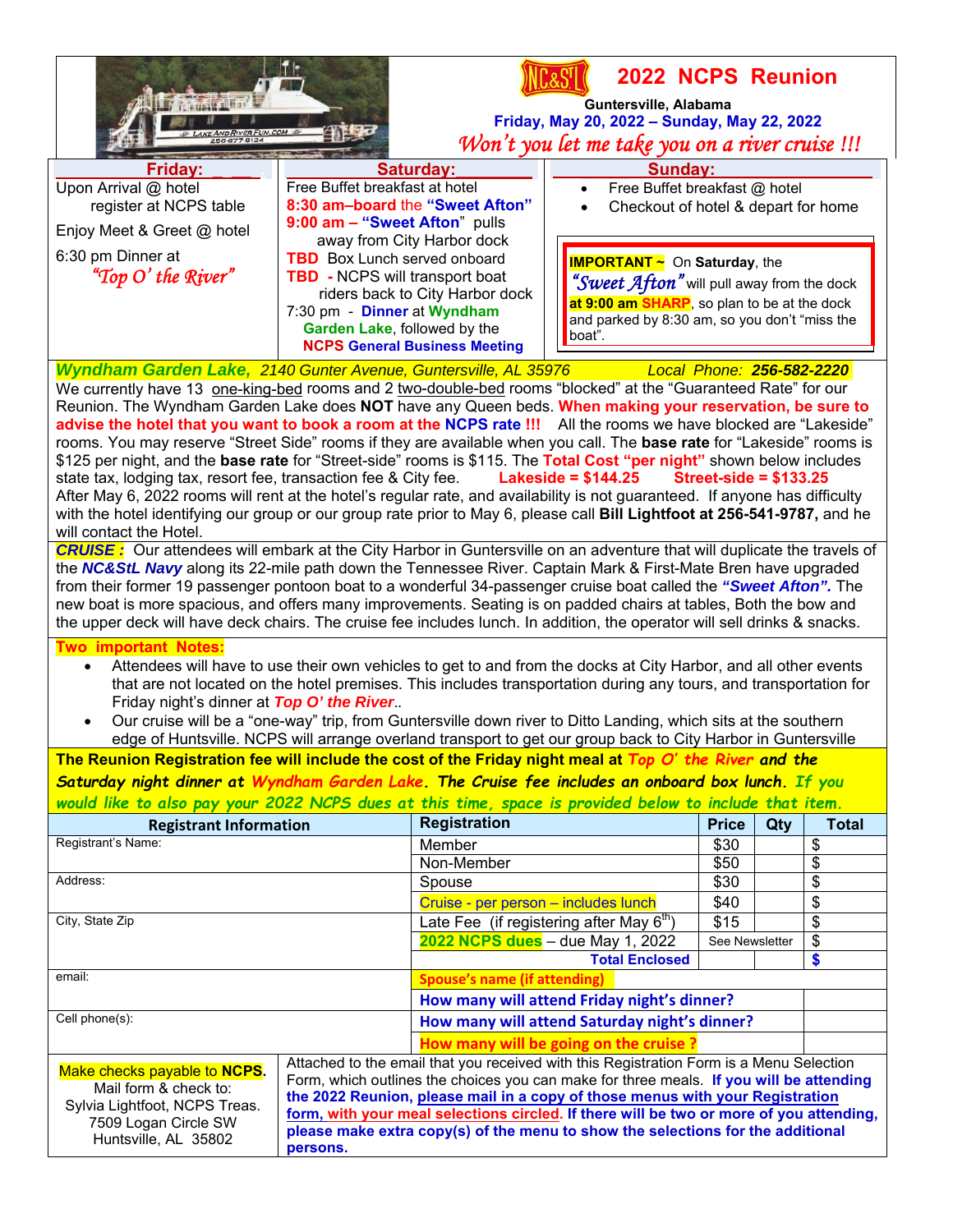# 2022 NCPS Reunion

**Guntersville, Alabama**

**Friday, May 20, 2022 – Sunday, May 22, 2022**

*Won't you let me take you on a river cruise !!!*

## Friday:

Upon Arrival @ hotel register at NCPS table

Enjoy Meet & Greet @ hotel

6:30 pm Dinner at *"Top O' the River"*

## Saturday:

Free Buffet breakfast at hotel

**8:30 am–board** the **"Sweet Afton"**

**9:00 am – "Sweet Afton"** pulls away from City Harbor dock

**TBD** Box Lunch served onboard

**TBD** - NCPS will transport boat riders back to City Harbor dock

7:30 pm - **Dinner** at **Wyndham Garden Lake**, followed by the **NCPS General Business Meeting**

## Sunday:

- Free Buffet breakfast @ hotel
- Checkout of hotel & depart for home

**IMPORTANT ~** On **Saturday**, the *"Sweet Afton"* will pull away from the dock **at 9:00 am SHARP**, so plan to be at the dock and parked by 8:30 am, so you don't "miss the boat".

***Wyndham Garden Lake,*** *2140 Gunter Avenue, Guntersville, AL 35976* *Local Phone:* ***256-582-2220***

We currently have 13 one-king-bed rooms and 2 two-double-bed rooms "blocked" at the "Guaranteed Rate" for our Reunion. The Wyndham Garden Lake does **NOT** have any Queen beds. **When making your reservation, be sure to advise the hotel that you want to book a room at the NCPS rate !!!** All the rooms we have blocked are "Lakeside" rooms. You may reserve "Street Side" rooms if they are available when you call. The **base rate** for "Lakeside" rooms is $125 per night, and the **base rate** for "Street-side" rooms is $115. The **Total Cost "per night"** shown below includes state tax, lodging tax, resort fee, transaction fee & City fee. **Lakeside = $144.25** **Street-side = $133.25**
After May 6, 2022 rooms will rent at the hotel's regular rate, and availability is not guaranteed. If anyone has difficulty with the hotel identifying our group or our group rate prior to May 6, please call **Bill Lightfoot at 256-541-9787,** and he will contact the Hotel.

***CRUISE :*** Our attendees will embark at the City Harbor in Guntersville on an adventure that will duplicate the travels of the ***NC&StL Navy*** along its 22-mile path down the Tennessee River. Captain Mark & First-Mate Bren have upgraded from their former 19 passenger pontoon boat to a wonderful 34-passenger cruise boat called the ***"Sweet Afton".*** The new boat is more spacious, and offers many improvements. Seating is on padded chairs at tables, Both the bow and the upper deck will have deck chairs. The cruise fee includes lunch. In addition, the operator will sell drinks & snacks.

**Two important Notes:**

- Attendees will have to use their own vehicles to get to and from the docks at City Harbor, and all other events that are not located on the hotel premises. This includes transportation during any tours, and transportation for Friday night's dinner at ***Top O' the River***..
- Our cruise will be a "one-way" trip, from Guntersville down river to Ditto Landing, which sits at the southern edge of Huntsville. NCPS will arrange overland transport to get our group back to City Harbor in Guntersville

**The Reunion Registration fee will include the cost of the Friday night meal at *Top O' the River and the Saturday night dinner at Wyndham Garden Lake. The Cruise fee includes an onboard box lunch. If you would like to also pay your 2022 NCPS dues at this time, space is provided below to include that item.***

| Registrant Information | Registration | Price | Qty | Total |
|---|---|---|---|---|
| Registrant's Name: | Member | $30 | | $ |
| | Non-Member | $50 | | $ |
| Address: | Spouse | $30 | | $ |
| | Cruise - per person – includes lunch | $40 | | $ |
| City, State Zip | Late Fee (if registering after May 6th) | $15 | | $ |
| | 2022 NCPS dues – due May 1, 2022 | See Newsletter | | $ |
| | **Total Enclosed** | | | **$** |
| email: | **Spouse's name (if attending)** | | | |
| | **How many will attend Friday night's dinner?** | | | |
| Cell phone(s): | **How many will attend Saturday night's dinner?** | | | |
| | **How many will be going on the cruise ?** | | | |

Make checks payable to **NCPS**.
Mail form & check to:
Sylvia Lightfoot, NCPS Treas.
7509 Logan Circle SW
Huntsville, AL 35802

Attached to the email that you received with this Registration Form is a Menu Selection Form, which outlines the choices you can make for three meals. **If you will be attending the 2022 Reunion, please mail in a copy of those menus with your Registration form, with your meal selections circled. If there will be two or more of you attending, please make extra copy(s) of the menu to show the selections for the additional persons.**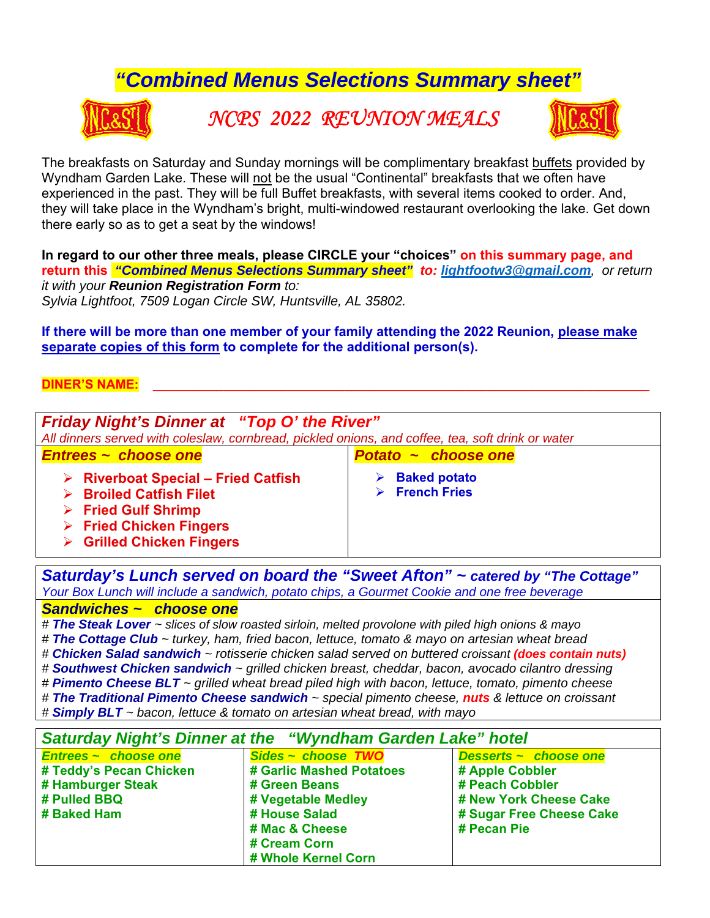# *"Combined Menus Selections Summary sheet"*

## *NCPS 2022 REUNION MEALS*

The breakfasts on Saturday and Sunday mornings will be complimentary breakfast buffets provided by Wyndham Garden Lake. These will not be the usual "Continental" breakfasts that we often have experienced in the past. They will be full Buffet breakfasts, with several items cooked to order. And, they will take place in the Wyndham's bright, multi-windowed restaurant overlooking the lake. Get down there early so as to get a seat by the windows!

**In regard to our other three meals, please CIRCLE your "choices" on this summary page, and return this *"Combined Menus Selections Summary sheet"* *to:* lightfootw3@gmail.com**, *or return it with your **Reunion Registration Form** to:*
*Sylvia Lightfoot, 7509 Logan Circle SW, Huntsville, AL 35802.*

**If there will be more than one member of your family attending the 2022 Reunion, please make separate copies of this form to complete for the additional person(s).**

**DINER'S NAME:** ___________________________________________________________

### *Friday Night's Dinner at "Top O' the River"*

*All dinners served with coleslaw, cornbread, pickled onions, and coffee, tea, soft drink or water*

| *Entrees ~ choose one* | *Potato ~ choose one* |
|---|---|
| ➤ **Riverboat Special – Fried Catfish** | ➤ **Baked potato** |
| ➤ **Broiled Catfish Filet** | ➤ **French Fries** |
| ➤ **Fried Gulf Shrimp** | |
| ➤ **Fried Chicken Fingers** | |
| ➤ **Grilled Chicken Fingers** | |

### *Saturday's Lunch served on board the "Sweet Afton" ~ catered by "The Cottage"*

*Your Box Lunch will include a sandwich, potato chips, a Gourmet Cookie and one free beverage*

***Sandwiches ~ choose one***

*# **The Steak Lover** ~ slices of slow roasted sirloin, melted provolone with piled high onions & mayo*
*# **The Cottage Club** ~ turkey, ham, fried bacon, lettuce, tomato & mayo on artesian wheat bread*
*# **Chicken Salad sandwich** ~ rotisserie chicken salad served on buttered croissant **(does contain nuts)***
*# **Southwest Chicken sandwich** ~ grilled chicken breast, cheddar, bacon, avocado cilantro dressing*
*# **Pimento Cheese BLT** ~ grilled wheat bread piled high with bacon, lettuce, tomato, pimento cheese*
*# **The Traditional Pimento Cheese sandwich** ~ special pimento cheese, **nuts** & lettuce on croissant*
*# **Simply BLT** ~ bacon, lettuce & tomato on artesian wheat bread, with mayo*

### *Saturday Night's Dinner at the "Wyndham Garden Lake" hotel*

| *Entrees ~ choose one* | *Sides ~ choose TWO* | *Desserts ~ choose one* |
|---|---|---|
| # Teddy's Pecan Chicken | # Garlic Mashed Potatoes | # Apple Cobbler |
| # Hamburger Steak | # Green Beans | # Peach Cobbler |
| # Pulled BBQ | # Vegetable Medley | # New York Cheese Cake |
| # Baked Ham | # House Salad | # Sugar Free Cheese Cake |
| | # Mac & Cheese | # Pecan Pie |
| | # Cream Corn | |
| | # Whole Kernel Corn | |